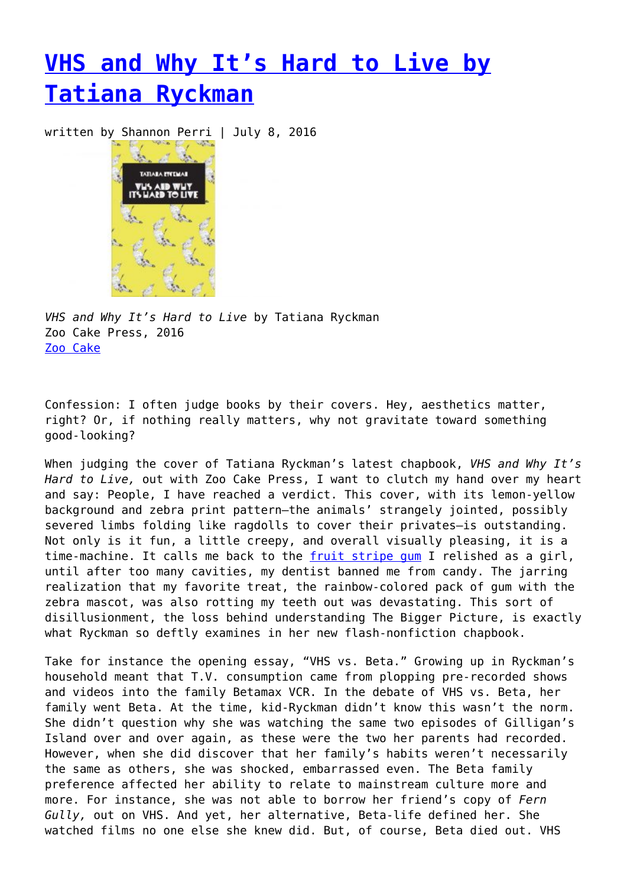# VHS and Why It's Hard to Live by Tatiana Ryckman

written by Shannon Perri | July 8, 2016

*VHS and Why It's Hard to Live* by Tatiana Ryckman
Zoo Cake Press, 2016
Zoo Cake

Confession: I often judge books by their covers. Hey, aesthetics matter, right? Or, if nothing really matters, why not gravitate toward something good-looking?

When judging the cover of Tatiana Ryckman's latest chapbook, *VHS and Why It's Hard to Live,* out with Zoo Cake Press, I want to clutch my hand over my heart and say: People, I have reached a verdict. This cover, with its lemon-yellow background and zebra print pattern—the animals' strangely jointed, possibly severed limbs folding like ragdolls to cover their privates—is outstanding. Not only is it fun, a little creepy, and overall visually pleasing, it is a time-machine. It calls me back to the fruit stripe gum I relished as a girl, until after too many cavities, my dentist banned me from candy. The jarring realization that my favorite treat, the rainbow-colored pack of gum with the zebra mascot, was also rotting my teeth out was devastating. This sort of disillusionment, the loss behind understanding The Bigger Picture, is exactly what Ryckman so deftly examines in her new flash-nonfiction chapbook.

Take for instance the opening essay, "VHS vs. Beta." Growing up in Ryckman's household meant that T.V. consumption came from plopping pre-recorded shows and videos into the family Betamax VCR. In the debate of VHS vs. Beta, her family went Beta. At the time, kid-Ryckman didn't know this wasn't the norm. She didn't question why she was watching the same two episodes of Gilligan's Island over and over again, as these were the two her parents had recorded. However, when she did discover that her family's habits weren't necessarily the same as others, she was shocked, embarrassed even. The Beta family preference affected her ability to relate to mainstream culture more and more. For instance, she was not able to borrow her friend's copy of *Fern Gully,* out on VHS. And yet, her alternative, Beta-life defined her. She watched films no one else she knew did. But, of course, Beta died out. VHS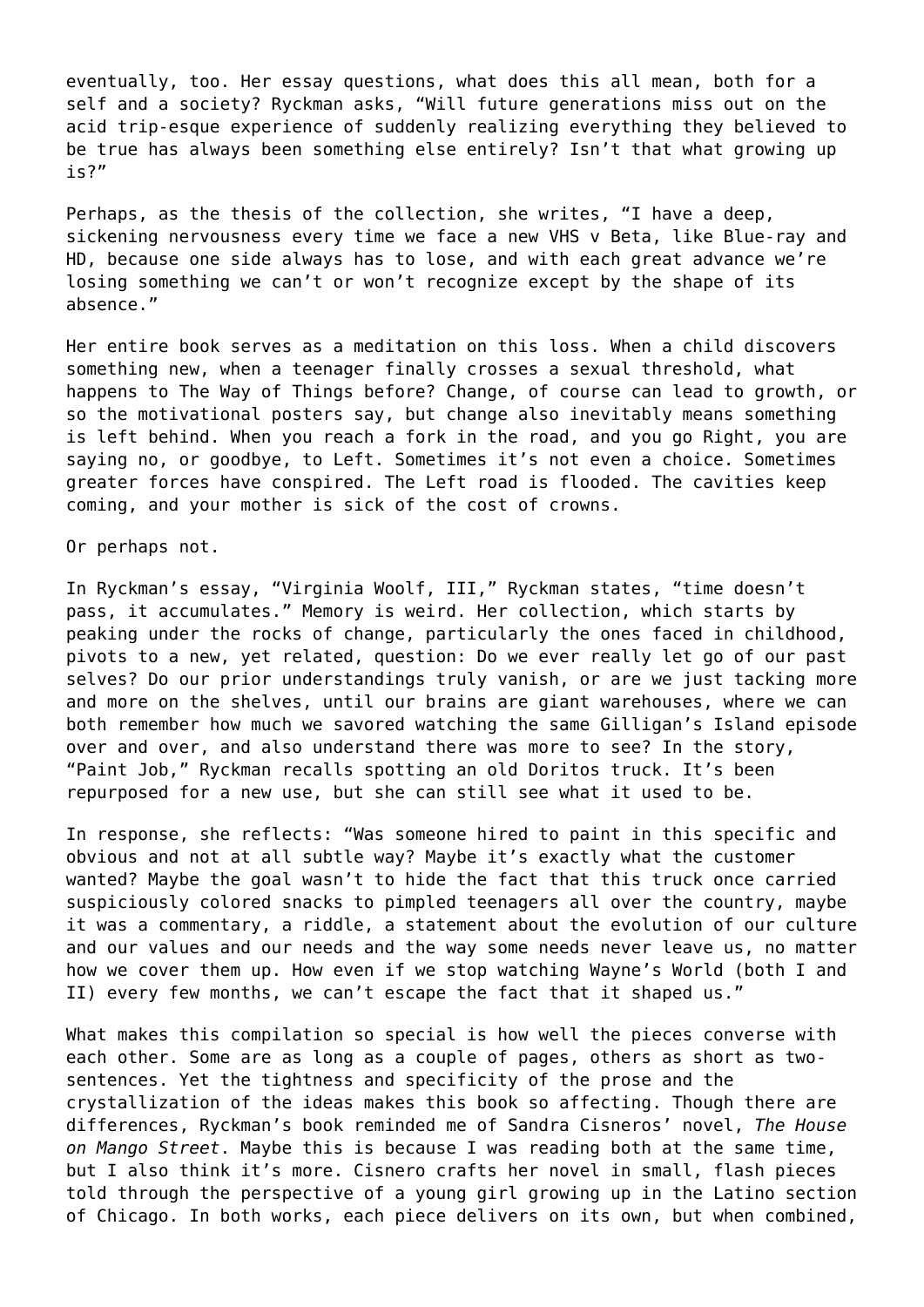eventually, too. Her essay questions, what does this all mean, both for a self and a society? Ryckman asks, "Will future generations miss out on the acid trip-esque experience of suddenly realizing everything they believed to be true has always been something else entirely? Isn't that what growing up is?"

Perhaps, as the thesis of the collection, she writes, "I have a deep, sickening nervousness every time we face a new VHS v Beta, like Blue-ray and HD, because one side always has to lose, and with each great advance we're losing something we can't or won't recognize except by the shape of its absence."

Her entire book serves as a meditation on this loss. When a child discovers something new, when a teenager finally crosses a sexual threshold, what happens to The Way of Things before? Change, of course can lead to growth, or so the motivational posters say, but change also inevitably means something is left behind. When you reach a fork in the road, and you go Right, you are saying no, or goodbye, to Left. Sometimes it's not even a choice. Sometimes greater forces have conspired. The Left road is flooded. The cavities keep coming, and your mother is sick of the cost of crowns.

Or perhaps not.

In Ryckman's essay, "Virginia Woolf, III," Ryckman states, "time doesn't pass, it accumulates." Memory is weird. Her collection, which starts by peaking under the rocks of change, particularly the ones faced in childhood, pivots to a new, yet related, question: Do we ever really let go of our past selves? Do our prior understandings truly vanish, or are we just tacking more and more on the shelves, until our brains are giant warehouses, where we can both remember how much we savored watching the same Gilligan's Island episode over and over, and also understand there was more to see? In the story, "Paint Job," Ryckman recalls spotting an old Doritos truck. It's been repurposed for a new use, but she can still see what it used to be.

In response, she reflects: "Was someone hired to paint in this specific and obvious and not at all subtle way? Maybe it's exactly what the customer wanted? Maybe the goal wasn't to hide the fact that this truck once carried suspiciously colored snacks to pimpled teenagers all over the country, maybe it was a commentary, a riddle, a statement about the evolution of our culture and our values and our needs and the way some needs never leave us, no matter how we cover them up. How even if we stop watching Wayne's World (both I and II) every few months, we can't escape the fact that it shaped us."

What makes this compilation so special is how well the pieces converse with each other. Some are as long as a couple of pages, others as short as two-sentences. Yet the tightness and specificity of the prose and the crystallization of the ideas makes this book so affecting. Though there are differences, Ryckman's book reminded me of Sandra Cisneros' novel, *The House on Mango Street*. Maybe this is because I was reading both at the same time, but I also think it's more. Cisnero crafts her novel in small, flash pieces told through the perspective of a young girl growing up in the Latino section of Chicago. In both works, each piece delivers on its own, but when combined,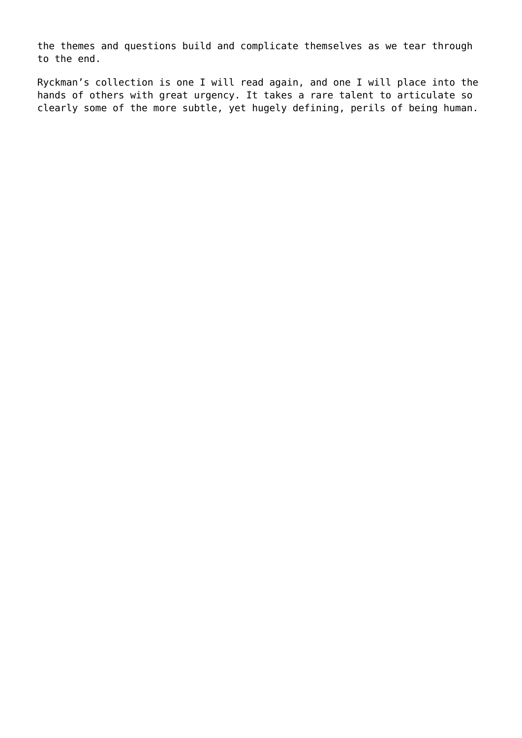the themes and questions build and complicate themselves as we tear through to the end.

Ryckman’s collection is one I will read again, and one I will place into the hands of others with great urgency. It takes a rare talent to articulate so clearly some of the more subtle, yet hugely defining, perils of being human.